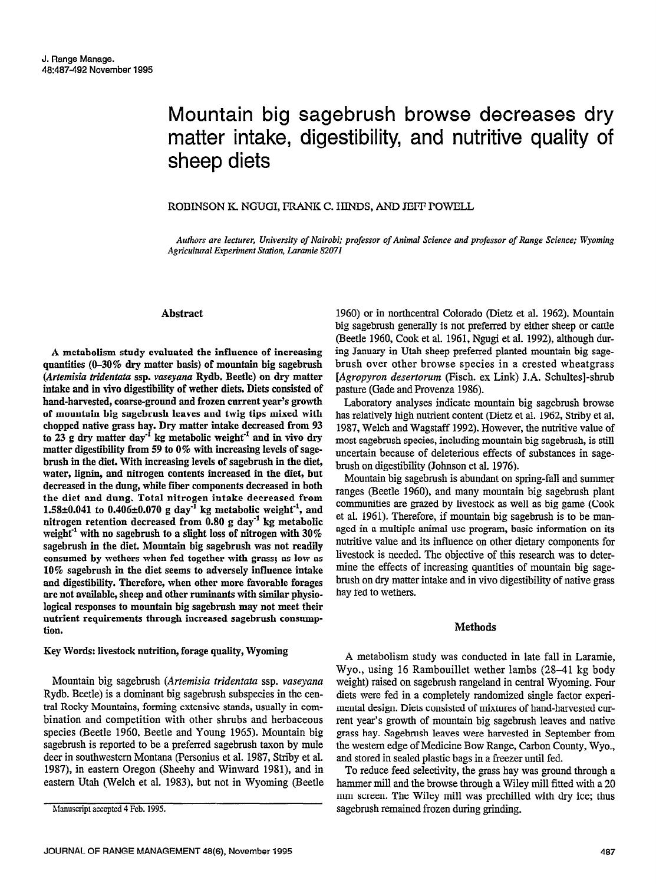# Mountain big sagebrush browse decreases dry matter intake, digestibility, and nutritive quality of sheep diets

ROBINSON K. NGUGI, FRANK C. HINDS, AND JEFF POWELL

*Authors are lecturer, University of Nairobi; professor of Animal Science and professor of Range Science; Wyoming Agricultural Experiment Station, Laramie 82071*

## Abstract

**A metabolism study evaluated the influence of increasing quantities (0–30% dry matter basis) of mountain big sagebrush (*Artemisia tridentata* ssp. *vaseyana* Rydb. Beetle) on dry matter intake and in vivo digestibility of wether diets. Diets consisted of hand-harvested, coarse-ground and frozen current year's growth of mountain big sagebrush leaves and twig tips mixed with chopped native grass hay. Dry matter intake decreased from 93 to 23 g dry matter day$^{-1}$ kg metabolic weight$^{-1}$ and in vivo dry matter digestibility from 59 to 0% with increasing levels of sagebrush in the diet. With increasing levels of sagebrush in the diet, water, lignin, and nitrogen contents increased in the diet, but decreased in the dung, while fiber components decreased in both the diet and dung. Total nitrogen intake decreased from 1.58±0.041 to 0.406±0.070 g day$^{-1}$ kg metabolic weight$^{-1}$, and nitrogen retention decreased from 0.80 g day$^{-1}$ kg metabolic weight$^{-1}$ with no sagebrush to a slight loss of nitrogen with 30% sagebrush in the diet. Mountain big sagebrush was not readily consumed by wethers when fed together with grass; as low as 10% sagebrush in the diet seems to adversely influence intake and digestibility. Therefore, when other more favorable forages are not available, sheep and other ruminants with similar physiological responses to mountain big sagebrush may not meet their nutrient requirements through increased sagebrush consumption.**

Key Words: livestock nutrition, forage quality, Wyoming

Mountain big sagebrush (*Artemisia tridentata* ssp. *vaseyana* Rydb. Beetle) is a dominant big sagebrush subspecies in the central Rocky Mountains, forming extensive stands, usually in combination and competition with other shrubs and herbaceous species (Beetle 1960, Beetle and Young 1965). Mountain big sagebrush is reported to be a preferred sagebrush taxon by mule deer in southwestern Montana (Personius et al. 1987, Striby et al. 1987), in eastern Oregon (Sheehy and Winward 1981), and in eastern Utah (Welch et al. 1983), but not in Wyoming (Beetle 1960) or in northcentral Colorado (Dietz et al. 1962). Mountain big sagebrush generally is not preferred by either sheep or cattle (Beetle 1960, Cook et al. 1961, Ngugi et al. 1992), although during January in Utah sheep preferred planted mountain big sagebrush over other browse species in a crested wheatgrass [*Agropyron desertorum* (Fisch. ex Link) J.A. Schultes]-shrub pasture (Gade and Provenza 1986).

Laboratory analyses indicate mountain big sagebrush browse has relatively high nutrient content (Dietz et al. 1962, Striby et al. 1987, Welch and Wagstaff 1992). However, the nutritive value of most sagebrush species, including mountain big sagebrush, is still uncertain because of deleterious effects of substances in sagebrush on digestibility (Johnson et al. 1976).

Mountain big sagebrush is abundant on spring-fall and summer ranges (Beetle 1960), and many mountain big sagebrush plant communities are grazed by livestock as well as big game (Cook et al. 1961). Therefore, if mountain big sagebrush is to be managed in a multiple animal use program, basic information on its nutritive value and its influence on other dietary components for livestock is needed. The objective of this research was to determine the effects of increasing quantities of mountain big sagebrush on dry matter intake and in vivo digestibility of native grass hay fed to wethers.

## Methods

A metabolism study was conducted in late fall in Laramie, Wyo., using 16 Rambouillet wether lambs (28–41 kg body weight) raised on sagebrush rangeland in central Wyoming. Four diets were fed in a completely randomized single factor experimental design. Diets consisted of mixtures of hand-harvested current year's growth of mountain big sagebrush leaves and native grass hay. Sagebrush leaves were harvested in September from the western edge of Medicine Bow Range, Carbon County, Wyo., and stored in sealed plastic bags in a freezer until fed.

To reduce feed selectivity, the grass hay was ground through a hammer mill and the browse through a Wiley mill fitted with a 20 mm screen. The Wiley mill was prechilled with dry ice; thus sagebrush remained frozen during grinding.

Manuscript accepted 4 Feb. 1995.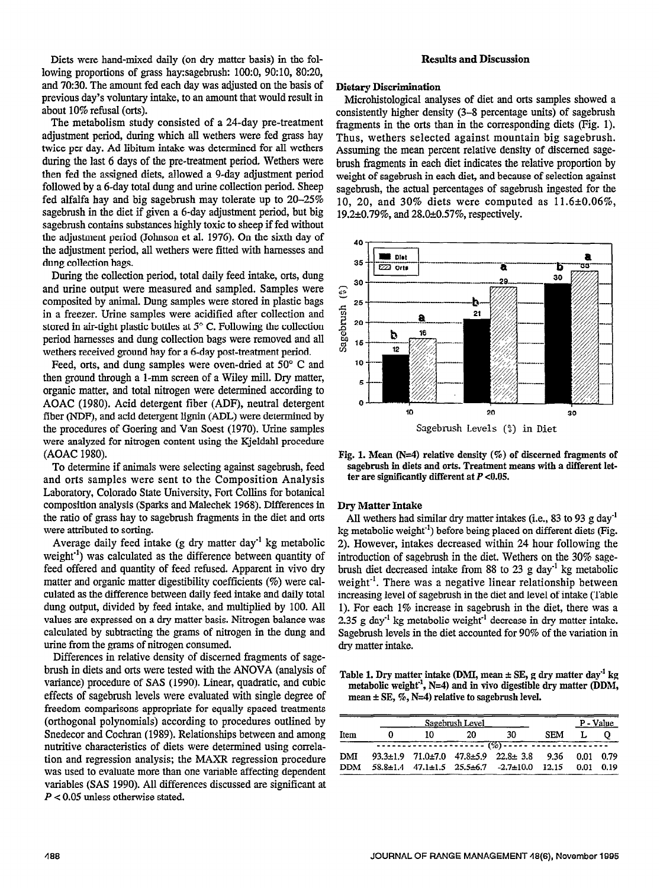Diets were hand-mixed daily (on dry matter basis) in the following proportions of grass hay:sagebrush: 100:0, 90:10, 80:20, and 70:30. The amount fed each day was adjusted on the basis of previous day's voluntary intake, to an amount that would result in about 10% refusal (orts).

The metabolism study consisted of a 24-day pre-treatment adjustment period, during which all wethers were fed grass hay twice per day. Ad libitum intake was determined for all wethers during the last 6 days of the pre-treatment period. Wethers were then fed the assigned diets, allowed a 9-day adjustment period followed by a 6-day total dung and urine collection period. Sheep fed alfalfa hay and big sagebrush may tolerate up to 20–25% sagebrush in the diet if given a 6-day adjustment period, but big sagebrush contains substances highly toxic to sheep if fed without the adjustment period (Johnson et al. 1976). On the sixth day of the adjustment period, all wethers were fitted with harnesses and dung collection bags.

During the collection period, total daily feed intake, orts, dung and urine output were measured and sampled. Samples were composited by animal. Dung samples were stored in plastic bags in a freezer. Urine samples were acidified after collection and stored in air-tight plastic bottles at 5° C. Following the collection period harnesses and dung collection bags were removed and all wethers received ground hay for a 6-day post-treatment period.

Feed, orts, and dung samples were oven-dried at 50° C and then ground through a 1-mm screen of a Wiley mill. Dry matter, organic matter, and total nitrogen were determined according to AOAC (1980). Acid detergent fiber (ADF), neutral detergent fiber (NDF), and acid detergent lignin (ADL) were determined by the procedures of Goering and Van Soest (1970). Urine samples were analyzed for nitrogen content using the Kjeldahl procedure (AOAC 1980).

To determine if animals were selecting against sagebrush, feed and orts samples were sent to the Composition Analysis Laboratory, Colorado State University, Fort Collins for botanical composition analysis (Sparks and Malechek 1968). Differences in the ratio of grass hay to sagebrush fragments in the diet and orts were attributed to sorting.

Average daily feed intake (g dry matter day$^{-1}$ kg metabolic weight$^{-1}$) was calculated as the difference between quantity of feed offered and quantity of feed refused. Apparent in vivo dry matter and organic matter digestibility coefficients (%) were calculated as the difference between daily feed intake and daily total dung output, divided by feed intake, and multiplied by 100. All values are expressed on a dry matter basis. Nitrogen balance was calculated by subtracting the grams of nitrogen in the dung and urine from the grams of nitrogen consumed.

Differences in relative density of discerned fragments of sagebrush in diets and orts were tested with the ANOVA (analysis of variance) procedure of SAS (1990). Linear, quadratic, and cubic effects of sagebrush levels were evaluated with single degree of freedom comparisons appropriate for equally spaced treatments (orthogonal polynomials) according to procedures outlined by Snedecor and Cochran (1989). Relationships between and among nutritive characteristics of diets were determined using correlation and regression analysis; the MAXR regression procedure was used to evaluate more than one variable affecting dependent variables (SAS 1990). All differences discussed are significant at $P < 0.05$ unless otherwise stated.

## Results and Discussion

### Dietary Discrimination

Microhistological analyses of diet and orts samples showed a consistently higher density (3–8 percentage units) of sagebrush fragments in the orts than in the corresponding diets (Fig. 1). Thus, wethers selected against mountain big sagebrush. Assuming the mean percent relative density of discerned sagebrush fragments in each diet indicates the relative proportion by weight of sagebrush in each diet, and because of selection against sagebrush, the actual percentages of sagebrush ingested for the 10, 20, and 30% diets were computed as 11.6±0.06%, 19.2±0.79%, and 28.0±0.57%, respectively.

| Sagebrush Levels (%) in Diet | Diet (%) | Orts (%) |
|---|---|---|
| 10 | 12 b | 16 a |
| 20 | 21 b | 29 a |
| 30 | 30 b | 33 a |

**Fig. 1. Mean (N=4) relative density (%) of discerned fragments of sagebrush in diets and orts. Treatment means with a different letter are significantly different at $P$ <0.05.**

### Dry Matter Intake

All wethers had similar dry matter intakes (i.e., 83 to 93 g day$^{-1}$ kg metabolic weight$^{-1}$) before being placed on different diets (Fig. 2). However, intakes decreased within 24 hour following the introduction of sagebrush in the diet. Wethers on the 30% sagebrush diet decreased intake from 88 to 23 g day$^{-1}$ kg metabolic weight$^{-1}$. There was a negative linear relationship between increasing level of sagebrush in the diet and level of intake (Table 1). For each 1% increase in sagebrush in the diet, there was a 2.35 g day$^{-1}$ kg metabolic weight$^{-1}$ decrease in dry matter intake. Sagebrush levels in the diet accounted for 90% of the variation in dry matter intake.

**Table 1. Dry matter intake (DMI, mean ± SE, g dry matter day$^{-1}$ kg metabolic weight$^{-1}$, N=4) and in vivo digestible dry matter (DDM, mean ± SE, %, N=4) relative to sagebrush level.**

| Item | Sagebrush Level | | | | | P - Value | |
|---|---|---|---|---|---|---|---|
| | 0 | 10 | 20 | 30 | SEM | L | Q |
| | (%) | | | | | | |
| DMI | 93.3±1.9 | 71.0±7.0 | 47.8±5.9 | 22.8± 3.8 | 9.36 | 0.01 | 0.79 |
| DDM | 58.8±1.4 | 47.1±1.5 | 25.5±6.7 | -2.7±10.0 | 12.15 | 0.01 | 0.19 |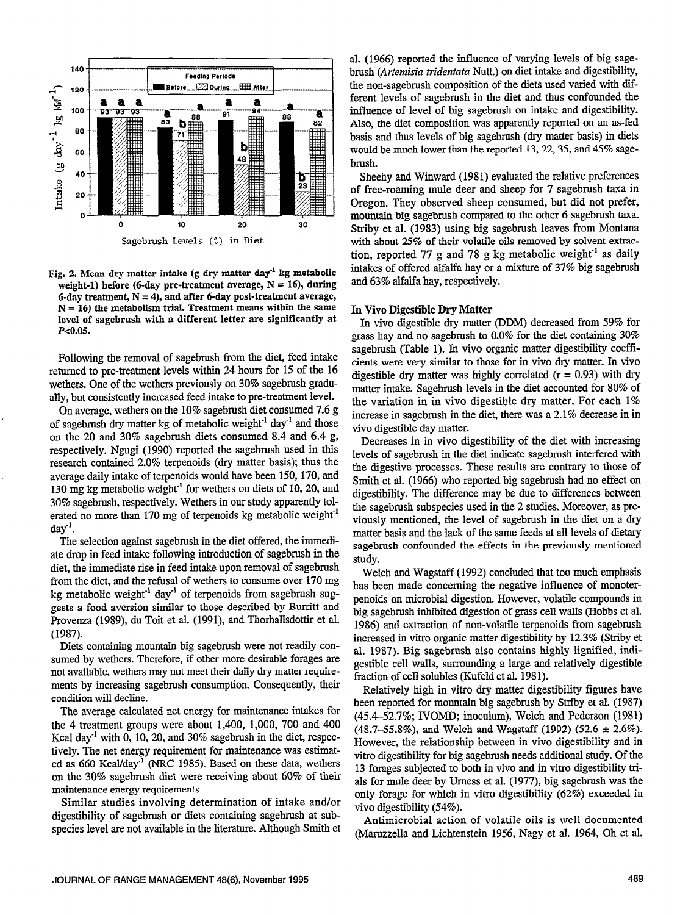Fig. 2. Mean dry matter intake (g dry matter day$^{-1}$ kg metabolic weight-1) before (6-day pre-treatment average, N = 16), during 6-day treatment, N = 4), and after 6-day post-treatment average, N = 16) the metabolism trial. Treatment means within the same level of sagebrush with a different letter are significantly at $P<0.05$.

Following the removal of sagebrush from the diet, feed intake returned to pre-treatment levels within 24 hours for 15 of the 16 wethers. One of the wethers previously on 30% sagebrush gradually, but consistently increased feed intake to pre-treatment level.

On average, wethers on the 10% sagebrush diet consumed 7.6 g of sagebrush dry matter kg of metabolic weight$^{-1}$ day$^{-1}$ and those on the 20 and 30% sagebrush diets consumed 8.4 and 6.4 g, respectively. Ngugi (1990) reported the sagebrush used in this research contained 2.0% terpenoids (dry matter basis); thus the average daily intake of terpenoids would have been 150, 170, and 130 mg kg metabolic weight$^{-1}$ for wethers on diets of 10, 20, and 30% sagebrush, respectively. Wethers in our study apparently tolerated no more than 170 mg of terpenoids kg metabolic weight$^{-1}$ day$^{-1}$.

The selection against sagebrush in the diet offered, the immediate drop in feed intake following introduction of sagebrush in the diet, the immediate rise in feed intake upon removal of sagebrush from the diet, and the refusal of wethers to consume over 170 mg kg metabolic weight$^{-1}$ day$^{-1}$ of terpenoids from sagebrush suggests a food aversion similar to those described by Burritt and Provenza (1989), du Toit et al. (1991), and Thorhallsdottir et al. (1987).

Diets containing mountain big sagebrush were not readily consumed by wethers. Therefore, if other more desirable forages are not available, wethers may not meet their daily dry matter requirements by increasing sagebrush consumption. Consequently, their condition will decline.

The average calculated net energy for maintenance intakes for the 4 treatment groups were about 1,400, 1,000, 700 and 400 Kcal day$^{-1}$ with 0, 10, 20, and 30% sagebrush in the diet, respectively. The net energy requirement for maintenance was estimated as 660 Kcal/day$^{-1}$ (NRC 1985). Based on these data, wethers on the 30% sagebrush diet were receiving about 60% of their maintenance energy requirements.

Similar studies involving determination of intake and/or digestibility of sagebrush or diets containing sagebrush at subspecies level are not available in the literature. Although Smith et al. (1966) reported the influence of varying levels of big sagebrush (*Artemisia tridentata* Nutt.) on diet intake and digestibility, the non-sagebrush composition of the diets used varied with different levels of sagebrush in the diet and thus confounded the influence of level of big sagebrush on intake and digestibility. Also, the diet composition was apparently reported on an as-fed basis and thus levels of big sagebrush (dry matter basis) in diets would be much lower than the reported 13, 22, 35, and 45% sagebrush.

Sheehy and Winward (1981) evaluated the relative preferences of free-roaming mule deer and sheep for 7 sagebrush taxa in Oregon. They observed sheep consumed, but did not prefer, mountain big sagebrush compared to the other 6 sagebrush taxa. Striby et al. (1983) using big sagebrush leaves from Montana with about 25% of their volatile oils removed by solvent extraction, reported 77 g and 78 g kg metabolic weight$^{-1}$ as daily intakes of offered alfalfa hay or a mixture of 37% big sagebrush and 63% alfalfa hay, respectively.

### In Vivo Digestible Dry Matter

In vivo digestible dry matter (DDM) decreased from 59% for grass hay and no sagebrush to 0.0% for the diet containing 30% sagebrush (Table 1). In vivo organic matter digestibility coefficients were very similar to those for in vivo dry matter. In vivo digestible dry matter was highly correlated (r = 0.93) with dry matter intake. Sagebrush levels in the diet accounted for 80% of the variation in in vivo digestible dry matter. For each 1% increase in sagebrush in the diet, there was a 2.1% decrease in in vivo digestible day matter.

Decreases in in vivo digestibility of the diet with increasing levels of sagebrush in the diet indicate sagebrush interfered with the digestive processes. These results are contrary to those of Smith et al. (1966) who reported big sagebrush had no effect on digestibility. The difference may be due to differences between the sagebrush subspecies used in the 2 studies. Moreover, as previously mentioned, the level of sagebrush in the diet on a dry matter basis and the lack of the same feeds at all levels of dietary sagebrush confounded the effects in the previously mentioned study.

Welch and Wagstaff (1992) concluded that too much emphasis has been made concerning the negative influence of monoterpenoids on microbial digestion. However, volatile compounds in big sagebrush inhibited digestion of grass cell walls (Hobbs et al. 1986) and extraction of non-volatile terpenoids from sagebrush increased in vitro organic matter digestibility by 12.3% (Striby et al. 1987). Big sagebrush also contains highly lignified, indigestible cell walls, surrounding a large and relatively digestible fraction of cell solubles (Kufeld et al. 1981).

Relatively high in vitro dry matter digestibility figures have been reported for mountain big sagebrush by Striby et al. (1987) (45.4–52.7%; IVOMD; inoculum), Welch and Pederson (1981) (48.7–55.8%), and Welch and Wagstaff (1992) (52.6 ± 2.6%). However, the relationship between in vivo digestibility and in vitro digestibility for big sagebrush needs additional study. Of the 13 forages subjected to both in vivo and in vitro digestibility trials for mule deer by Urness et al. (1977), big sagebrush was the only forage for which in vitro digestibility (62%) exceeded in vivo digestibility (54%).

Antimicrobial action of volatile oils is well documented (Maruzzella and Lichtenstein 1956, Nagy et al. 1964, Oh et al.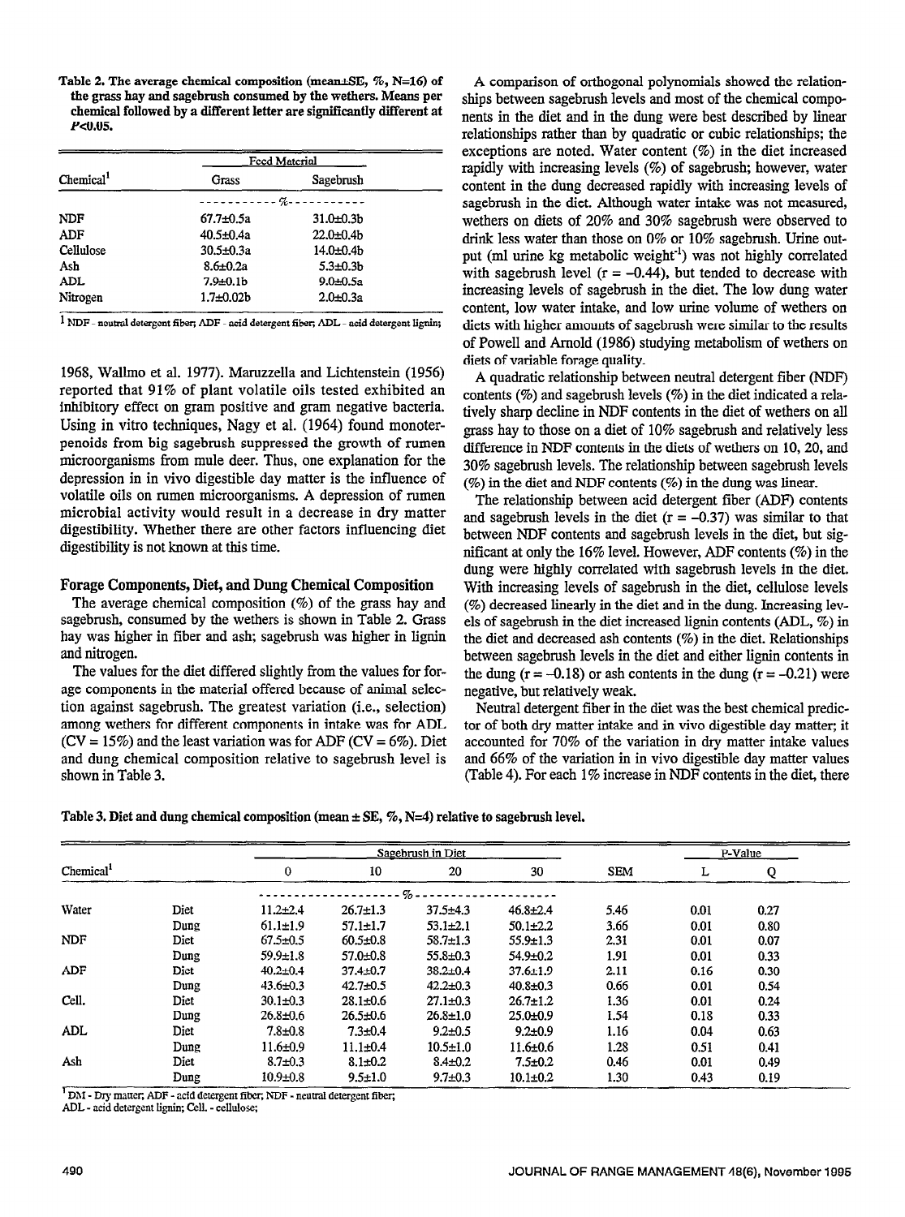Table 2. The average chemical composition (mean±SE, %, N=16) of the grass hay and sagebrush consumed by the wethers. Means per chemical followed by a different letter are significantly different at $P<0.05$.

| Chemical[1] | Feed Material | |
|---|---|---|
| | Grass | Sagebrush |
| | -----------%----------- | |
| NDF | 67.7±0.5a | 31.0±0.3b |
| ADF | 40.5±0.4a | 22.0±0.4b |
| Cellulose | 30.5±0.3a | 14.0±0.4b |
| Ash | 8.6±0.2a | 5.3±0.3b |
| ADL | 7.9±0.1b | 9.0±0.5a |
| Nitrogen | 1.7±0.02b | 2.0±0.3a |

[1] NDF - neutral detergent fiber; ADF - acid detergent fiber; ADL - acid detergent lignin;

1968, Wallmo et al. 1977). Maruzzella and Lichtenstein (1956) reported that 91% of plant volatile oils tested exhibited an inhibitory effect on gram positive and gram negative bacteria. Using in vitro techniques, Nagy et al. (1964) found monoterpenoids from big sagebrush suppressed the growth of rumen microorganisms from mule deer. Thus, one explanation for the depression in in vivo digestible day matter is the influence of volatile oils on rumen microorganisms. A depression of rumen microbial activity would result in a decrease in dry matter digestibility. Whether there are other factors influencing diet digestibility is not known at this time.

## Forage Components, Diet, and Dung Chemical Composition

The average chemical composition (%) of the grass hay and sagebrush, consumed by the wethers is shown in Table 2. Grass hay was higher in fiber and ash; sagebrush was higher in lignin and nitrogen.

The values for the diet differed slightly from the values for forage components in the material offered because of animal selection against sagebrush. The greatest variation (i.e., selection) among wethers for different components in intake was for ADL (CV = 15%) and the least variation was for ADF (CV = 6%). Diet and dung chemical composition relative to sagebrush level is shown in Table 3.

A comparison of orthogonal polynomials showed the relationships between sagebrush levels and most of the chemical components in the diet and in the dung were best described by linear relationships rather than by quadratic or cubic relationships; the exceptions are noted. Water content (%) in the diet increased rapidly with increasing levels (%) of sagebrush; however, water content in the dung decreased rapidly with increasing levels of sagebrush in the diet. Although water intake was not measured, wethers on diets of 20% and 30% sagebrush were observed to drink less water than those on 0% or 10% sagebrush. Urine output (ml urine kg metabolic weight$^{-1}$) was not highly correlated with sagebrush level ($r = -0.44$), but tended to decrease with increasing levels of sagebrush in the diet. The low dung water content, low water intake, and low urine volume of wethers on diets with higher amounts of sagebrush were similar to the results of Powell and Arnold (1986) studying metabolism of wethers on diets of variable forage quality.

A quadratic relationship between neutral detergent fiber (NDF) contents (%) and sagebrush levels (%) in the diet indicated a relatively sharp decline in NDF contents in the diet of wethers on all grass hay to those on a diet of 10% sagebrush and relatively less difference in NDF contents in the diets of wethers on 10, 20, and 30% sagebrush levels. The relationship between sagebrush levels (%) in the diet and NDF contents (%) in the dung was linear.

The relationship between acid detergent fiber (ADF) contents and sagebrush levels in the diet ($r = -0.37$) was similar to that between NDF contents and sagebrush levels in the diet, but significant at only the 16% level. However, ADF contents (%) in the dung were highly correlated with sagebrush levels in the diet. With increasing levels of sagebrush in the diet, cellulose levels (%) decreased linearly in the diet and in the dung. Increasing levels of sagebrush in the diet increased lignin contents (ADL, %) in the diet and decreased ash contents (%) in the diet. Relationships between sagebrush levels in the diet and either lignin contents in the dung ($r = -0.18$) or ash contents in the dung ($r = -0.21$) were negative, but relatively weak.

Neutral detergent fiber in the diet was the best chemical predictor of both dry matter intake and in vivo digestible day matter; it accounted for 70% of the variation in dry matter intake values and 66% of the variation in in vivo digestible day matter values (Table 4). For each 1% increase in NDF contents in the diet, there

Table 3. Diet and dung chemical composition (mean ± SE, %, N=4) relative to sagebrush level.

| Chemical[1] | | Sagebrush in Diet | | | | SEM | P-Value | |
|---|---|---|---|---|---|---|---|---|
| | | 0 | 10 | 20 | 30 | | L | Q |
| | | --------------------%-------------------- | | | | | | |
| Water | Diet | 11.2±2.4 | 26.7±1.3 | 37.5±4.3 | 46.8±2.4 | 5.46 | 0.01 | 0.27 |
| | Dung | 61.1±1.9 | 57.1±1.7 | 53.1±2.1 | 50.1±2.2 | 3.66 | 0.01 | 0.80 |
| NDF | Diet | 67.5±0.5 | 60.5±0.8 | 58.7±1.3 | 55.9±1.3 | 2.31 | 0.01 | 0.07 |
| | Dung | 59.9±1.8 | 57.0±0.8 | 55.8±0.3 | 54.9±0.2 | 1.91 | 0.01 | 0.33 |
| ADF | Diet | 40.2±0.4 | 37.4±0.7 | 38.2±0.4 | 37.6±1.9 | 2.11 | 0.16 | 0.30 |
| | Dung | 43.6±0.3 | 42.7±0.5 | 42.2±0.3 | 40.8±0.3 | 0.66 | 0.01 | 0.54 |
| Cell. | Diet | 30.1±0.3 | 28.1±0.6 | 27.1±0.3 | 26.7±1.2 | 1.36 | 0.01 | 0.24 |
| | Dung | 26.8±0.6 | 26.5±0.6 | 26.8±1.0 | 25.0±0.9 | 1.54 | 0.18 | 0.33 |
| ADL | Diet | 7.8±0.8 | 7.3±0.4 | 9.2±0.5 | 9.2±0.9 | 1.16 | 0.04 | 0.63 |
| | Dung | 11.6±0.9 | 11.1±0.4 | 10.5±1.0 | 11.6±0.6 | 1.28 | 0.51 | 0.41 |
| Ash | Diet | 8.7±0.3 | 8.1±0.2 | 8.4±0.2 | 7.5±0.2 | 0.46 | 0.01 | 0.49 |
| | Dung | 10.9±0.8 | 9.5±1.0 | 9.7±0.3 | 10.1±0.2 | 1.30 | 0.43 | 0.19 |

[1] DM - Dry matter; ADF - acid detergent fiber; NDF - neutral detergent fiber; ADL - acid detergent lignin; Cell. - cellulose;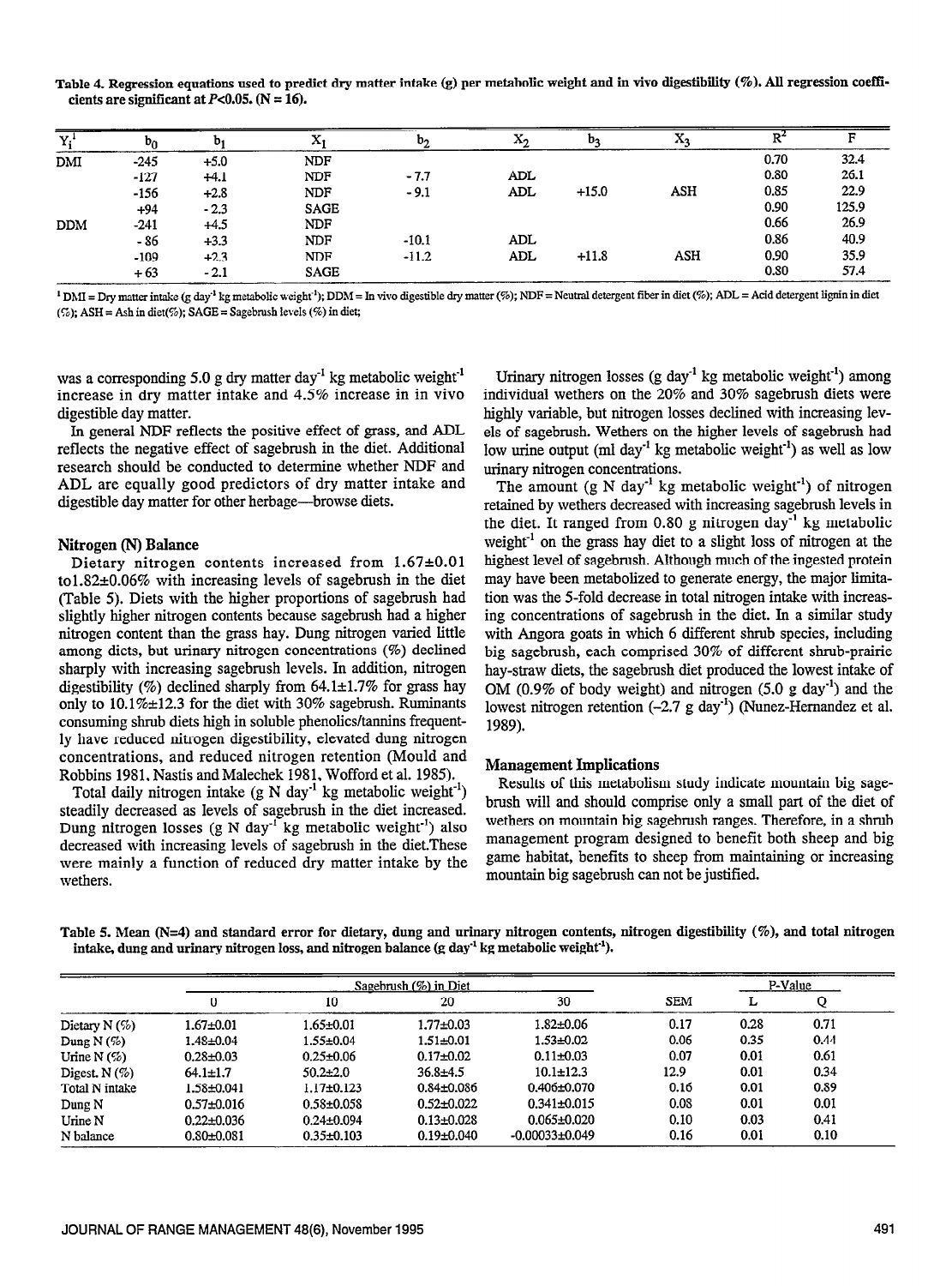Table 4. Regression equations used to predict dry matter intake (g) per metabolic weight and in vivo digestibility (%). All regression coefficients are significant at $P<0.05$. (N = 16).

| $Y_i$[1] | $b_0$ | $b_1$ | $X_1$ | $b_2$ | $X_2$ | $b_3$ | $X_3$ | $R^2$ | F |
|---|---|---|---|---|---|---|---|---|---|
| DMI | -245 | +5.0 | NDF | | | | | 0.70 | 32.4 |
| | -127 | +4.1 | NDF | - 7.7 | ADL | | | 0.80 | 26.1 |
| | -156 | +2.8 | NDF | - 9.1 | ADL | +15.0 | ASH | 0.85 | 22.9 |
| | +94 | - 2.3 | SAGE | | | | | 0.90 | 125.9 |
| DDM | -241 | +4.5 | NDF | | | | | 0.66 | 26.9 |
| | - 86 | +3.3 | NDF | -10.1 | ADL | | | 0.86 | 40.9 |
| | -109 | +2.3 | NDF | -11.2 | ADL | +11.8 | ASH | 0.90 | 35.9 |
| | + 63 | - 2.1 | SAGE | | | | | 0.80 | 57.4 |

[1] DMI = Dry matter intake (g day$^{-1}$ kg metabolic weight$^{-1}$); DDM = In vivo digestible dry matter (%); NDF = Neutral detergent fiber in diet (%); ADL = Acid detergent lignin in diet (%); ASH = Ash in diet(%); SAGE = Sagebrush levels (%) in diet;

was a corresponding 5.0 g dry matter day$^{-1}$ kg metabolic weight$^{-1}$ increase in dry matter intake and 4.5% increase in in vivo digestible day matter.

In general NDF reflects the positive effect of grass, and ADL reflects the negative effect of sagebrush in the diet. Additional research should be conducted to determine whether NDF and ADL are equally good predictors of dry matter intake and digestible day matter for other herbage—browse diets.

### Nitrogen (N) Balance

Dietary nitrogen contents increased from 1.67±0.01 to1.82±0.06% with increasing levels of sagebrush in the diet (Table 5). Diets with the higher proportions of sagebrush had slightly higher nitrogen contents because sagebrush had a higher nitrogen content than the grass hay. Dung nitrogen varied little among diets, but urinary nitrogen concentrations (%) declined sharply with increasing sagebrush levels. In addition, nitrogen digestibility (%) declined sharply from 64.1±1.7% for grass hay only to 10.1%±12.3 for the diet with 30% sagebrush. Ruminants consuming shrub diets high in soluble phenolics/tannins frequently have reduced nitrogen digestibility, elevated dung nitrogen concentrations, and reduced nitrogen retention (Mould and Robbins 1981, Nastis and Malechek 1981, Wofford et al. 1985).

Total daily nitrogen intake (g N day$^{-1}$ kg metabolic weight$^{-1}$) steadily decreased as levels of sagebrush in the diet increased. Dung nitrogen losses (g N day$^{-1}$ kg metabolic weight$^{-1}$) also decreased with increasing levels of sagebrush in the diet.These were mainly a function of reduced dry matter intake by the wethers.

Urinary nitrogen losses (g day$^{-1}$ kg metabolic weight$^{-1}$) among individual wethers on the 20% and 30% sagebrush diets were highly variable, but nitrogen losses declined with increasing levels of sagebrush. Wethers on the higher levels of sagebrush had low urine output (ml day$^{-1}$ kg metabolic weight$^{-1}$) as well as low urinary nitrogen concentrations.

The amount (g N day$^{-1}$ kg metabolic weight$^{-1}$) of nitrogen retained by wethers decreased with increasing sagebrush levels in the diet. It ranged from 0.80 g nitrogen day$^{-1}$ kg metabolic weight$^{-1}$ on the grass hay diet to a slight loss of nitrogen at the highest level of sagebrush. Although much of the ingested protein may have been metabolized to generate energy, the major limitation was the 5-fold decrease in total nitrogen intake with increasing concentrations of sagebrush in the diet. In a similar study with Angora goats in which 6 different shrub species, including big sagebrush, each comprised 30% of different shrub-prairie hay-straw diets, the sagebrush diet produced the lowest intake of OM (0.9% of body weight) and nitrogen (5.0 g day$^{-1}$) and the lowest nitrogen retention (-2.7 g day$^{-1}$) (Nunez-Hernandez et al. 1989).

### Management Implications

Results of this metabolism study indicate mountain big sagebrush will and should comprise only a small part of the diet of wethers on mountain big sagebrush ranges. Therefore, in a shrub management program designed to benefit both sheep and big game habitat, benefits to sheep from maintaining or increasing mountain big sagebrush can not be justified.

Table 5. Mean (N=4) and standard error for dietary, dung and urinary nitrogen contents, nitrogen digestibility (%), and total nitrogen intake, dung and urinary nitrogen loss, and nitrogen balance (g day$^{-1}$ kg metabolic weight$^{-1}$).

| | Sagebrush (%) in Diet | | | | | P-Value | |
|---|---|---|---|---|---|---|---|
| | 0 | 10 | 20 | 30 | SEM | L | Q |
| Dietary N (%) | 1.67±0.01 | 1.65±0.01 | 1.77±0.03 | 1.82±0.06 | 0.17 | 0.28 | 0.71 |
| Dung N (%) | 1.48±0.04 | 1.55±0.04 | 1.51±0.01 | 1.53±0.02 | 0.06 | 0.35 | 0.44 |
| Urine N (%) | 0.28±0.03 | 0.25±0.06 | 0.17±0.02 | 0.11±0.03 | 0.07 | 0.01 | 0.61 |
| Digest. N (%) | 64.1±1.7 | 50.2±2.0 | 36.8±4.5 | 10.1±12.3 | 12.9 | 0.01 | 0.34 |
| Total N intake | 1.58±0.041 | 1.17±0.123 | 0.84±0.086 | 0.406±0.070 | 0.16 | 0.01 | 0.89 |
| Dung N | 0.57±0.016 | 0.58±0.058 | 0.52±0.022 | 0.341±0.015 | 0.08 | 0.01 | 0.01 |
| Urine N | 0.22±0.036 | 0.24±0.094 | 0.13±0.028 | 0.065±0.020 | 0.10 | 0.03 | 0.41 |
| N balance | 0.80±0.081 | 0.35±0.103 | 0.19±0.040 | -0.00033±0.049 | 0.16 | 0.01 | 0.10 |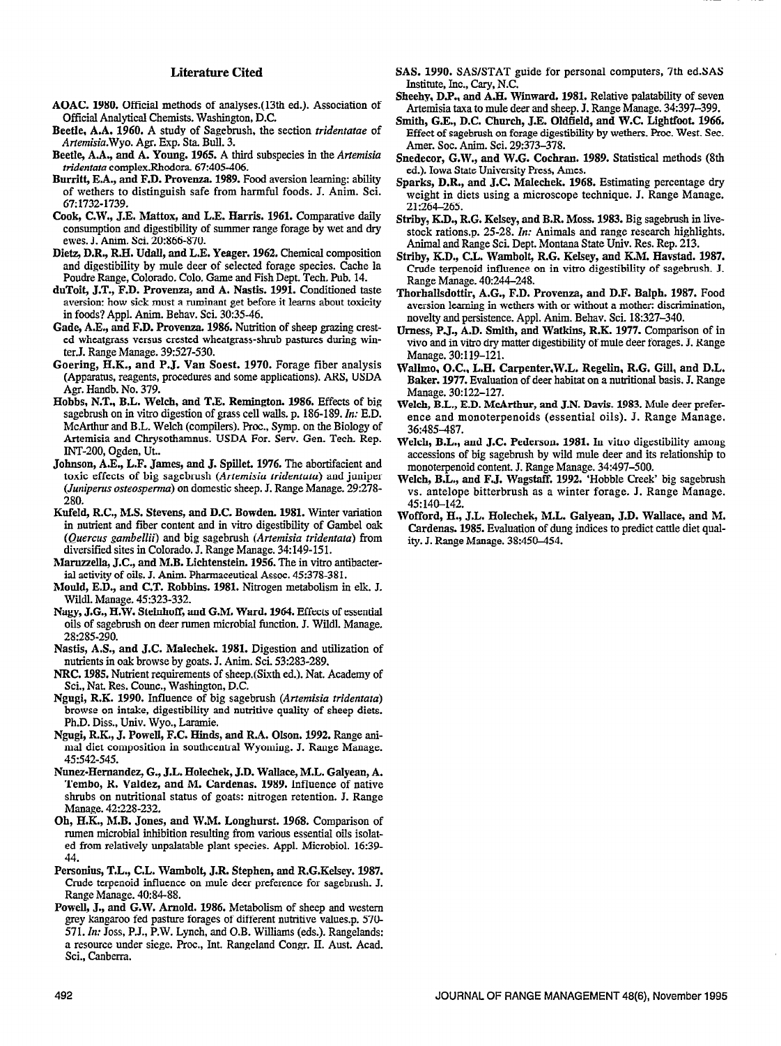## Literature Cited

**AOAC. 1980.** Official methods of analyses.(13th ed.). Association of Official Analytical Chemists. Washington, D.C.

**Beetle, A.A. 1960.** A study of Sagebrush, the section *tridentatae* of *Artemisia*.Wyo. Agr. Exp. Sta. Bull. 3.

**Beetle, A.A., and A. Young. 1965.** A third subspecies in the *Artemisia tridentata* complex.Rhodora. 67:405-406.

**Burritt, E.A., and F.D. Provenza. 1989.** Food aversion learning: ability of wethers to distinguish safe from harmful foods. J. Anim. Sci. 67:1732-1739.

**Cook, C.W., J.E. Mattox, and L.E. Harris. 1961.** Comparative daily consumption and digestibility of summer range forage by wet and dry ewes. J. Anim. Sci. 20:866-870.

**Dietz, D.R., R.H. Udall, and L.E. Yeager. 1962.** Chemical composition and digestibility by mule deer of selected forage species. Cache la Poudre Range, Colorado. Colo. Game and Fish Dept. Tech. Pub. 14.

**duToit, J.T., F.D. Provenza, and A. Nastis. 1991.** Conditioned taste aversion: how sick must a ruminant get before it learns about toxicity in foods? Appl. Anim. Behav. Sci. 30:35-46.

**Gade, A.E., and F.D. Provenza. 1986.** Nutrition of sheep grazing crested wheatgrass versus crested wheatgrass-shrub pastures during winter.J. Range Manage. 39:527-530.

**Goering, H.K., and P.J. Van Soest. 1970.** Forage fiber analysis (Apparatus, reagents, procedures and some applications). ARS, USDA Agr. Handb. No. 379.

**Hobbs, N.T., B.L. Welch, and T.E. Remington. 1986.** Effects of big sagebrush on in vitro digestion of grass cell walls. p. 186-189. *In:* E.D. McArthur and B.L. Welch (compilers). Proc., Symp. on the Biology of Artemisia and Chrysothamnus. USDA For. Serv. Gen. Tech. Rep. INT-200, Ogden, Ut..

**Johnson, A.E., L.F. James, and J. Spillet. 1976.** The abortifacient and toxic effects of big sagebrush (*Artemisia tridentata*) and juniper (*Juniperus osteosperma*) on domestic sheep. J. Range Manage. 29:278-280.

**Kufeld, R.C., M.S. Stevens, and D.C. Bowden. 1981.** Winter variation in nutrient and fiber content and in vitro digestibility of Gambel oak (*Quercus gambellii*) and big sagebrush (*Artemisia tridentata*) from diversified sites in Colorado. J. Range Manage. 34:149-151.

**Maruzzella, J.C., and M.B. Lichtenstein. 1956.** The in vitro antibacterial activity of oils. J. Anim. Pharmaceutical Assoc. 45:378-381.

**Mould, E.D., and C.T. Robbins. 1981.** Nitrogen metabolism in elk. J. Wildl. Manage. 45:323-332.

**Nagy, J.G., H.W. Steinhoff, and G.M. Ward. 1964.** Effects of essential oils of sagebrush on deer rumen microbial function. J. Wildl. Manage. 28:285-290.

**Nastis, A.S., and J.C. Malechek. 1981.** Digestion and utilization of nutrients in oak browse by goats. J. Anim. Sci. 53:283-289.

**NRC. 1985.** Nutrient requirements of sheep.(Sixth ed.). Nat. Academy of Sci., Nat. Res. Counc., Washington, D.C.

**Ngugi, R.K. 1990.** Influence of big sagebrush (*Artemisia tridentata*) browse on intake, digestibility and nutritive quality of sheep diets. Ph.D. Diss., Univ. Wyo., Laramie.

**Ngugi, R.K., J. Powell, F.C. Hinds, and R.A. Olson. 1992.** Range animal diet composition in southcentral Wyoming. J. Range Manage. 45:542-545.

**Nunez-Hernandez, G., J.L. Holechek, J.D. Wallace, M.L. Galyean, A. Tembo, R. Valdez, and M. Cardenas. 1989.** Influence of native shrubs on nutritional status of goats: nitrogen retention. J. Range Manage. 42:228-232.

**Oh, H.K., M.B. Jones, and W.M. Longhurst. 1968.** Comparison of rumen microbial inhibition resulting from various essential oils isolated from relatively unpalatable plant species. Appl. Microbiol. 16:39-44.

**Personius, T.L., C.L. Wambolt, J.R. Stephen, and R.G.Kelsey. 1987.** Crude terpenoid influence on mule deer preference for sagebrush. J. Range Manage. 40:84-88.

**Powell, J., and G.W. Arnold. 1986.** Metabolism of sheep and western grey kangaroo fed pasture forages of different nutritive values.p. 570-571. *In:* Joss, P.J., P.W. Lynch, and O.B. Williams (eds.). Rangelands: a resource under siege. Proc., Int. Rangeland Congr. II. Aust. Acad. Sci., Canberra.

**SAS. 1990.** SAS/STAT guide for personal computers, 7th ed.SAS Institute, Inc., Cary, N.C.

**Sheehy, D.P., and A.H. Winward. 1981.** Relative palatability of seven Artemisia taxa to mule deer and sheep. J. Range Manage. 34:397-399.

**Smith, G.E., D.C. Church, J.E. Oldfield, and W.C. Lightfoot. 1966.** Effect of sagebrush on forage digestibility by wethers. Proc. West. Sec. Amer. Soc. Anim. Sci. 29:373-378.

**Snedecor, G.W., and W.G. Cochran. 1989.** Statistical methods (8th ed.). Iowa State University Press, Ames.

**Sparks, D.R., and J.C. Malechek. 1968.** Estimating percentage dry weight in diets using a microscope technique. J. Range Manage. 21:264-265.

**Striby, K.D., R.G. Kelsey, and B.R. Moss. 1983.** Big sagebrush in livestock rations.p. 25-28. *In:* Animals and range research highlights. Animal and Range Sci. Dept. Montana State Univ. Res. Rep. 213.

**Striby, K.D., C.L. Wambolt, R.G. Kelsey, and K.M. Havstad. 1987.** Crude terpenoid influence on in vitro digestibility of sagebrush. J. Range Manage. 40:244-248.

**Thorhallsdottir, A.G., F.D. Provenza, and D.F. Balph. 1987.** Food aversion learning in wethers with or without a mother: discrimination, novelty and persistence. Appl. Anim. Behav. Sci. 18:327-340.

**Urness, P.J., A.D. Smith, and Watkins, R.K. 1977.** Comparison of in vivo and in vitro dry matter digestibility of mule deer forages. J. Range Manage. 30:119-121.

**Wallmo, O.C., L.H. Carpenter,W.L. Regelin, R.G. Gill, and D.L. Baker. 1977.** Evaluation of deer habitat on a nutritional basis. J. Range Manage. 30:122-127.

**Welch, B.L., E.D. McArthur, and J.N. Davis. 1983.** Mule deer preference and monoterpenoids (essential oils). J. Range Manage. 36:485-487.

**Welch, B.L., and J.C. Pederson. 1981.** In vitro digestibility among accessions of big sagebrush by wild mule deer and its relationship to monoterpenoid content. J. Range Manage. 34:497-500.

**Welch, B.L., and F.J. Wagstaff. 1992.** 'Hobble Creek' big sagebrush vs. antelope bitterbrush as a winter forage. J. Range Manage. 45:140-142.

**Wofford, H., J.L. Holechek, M.L. Galyean, J.D. Wallace, and M. Cardenas. 1985.** Evaluation of dung indices to predict cattle diet quality. J. Range Manage. 38:450-454.